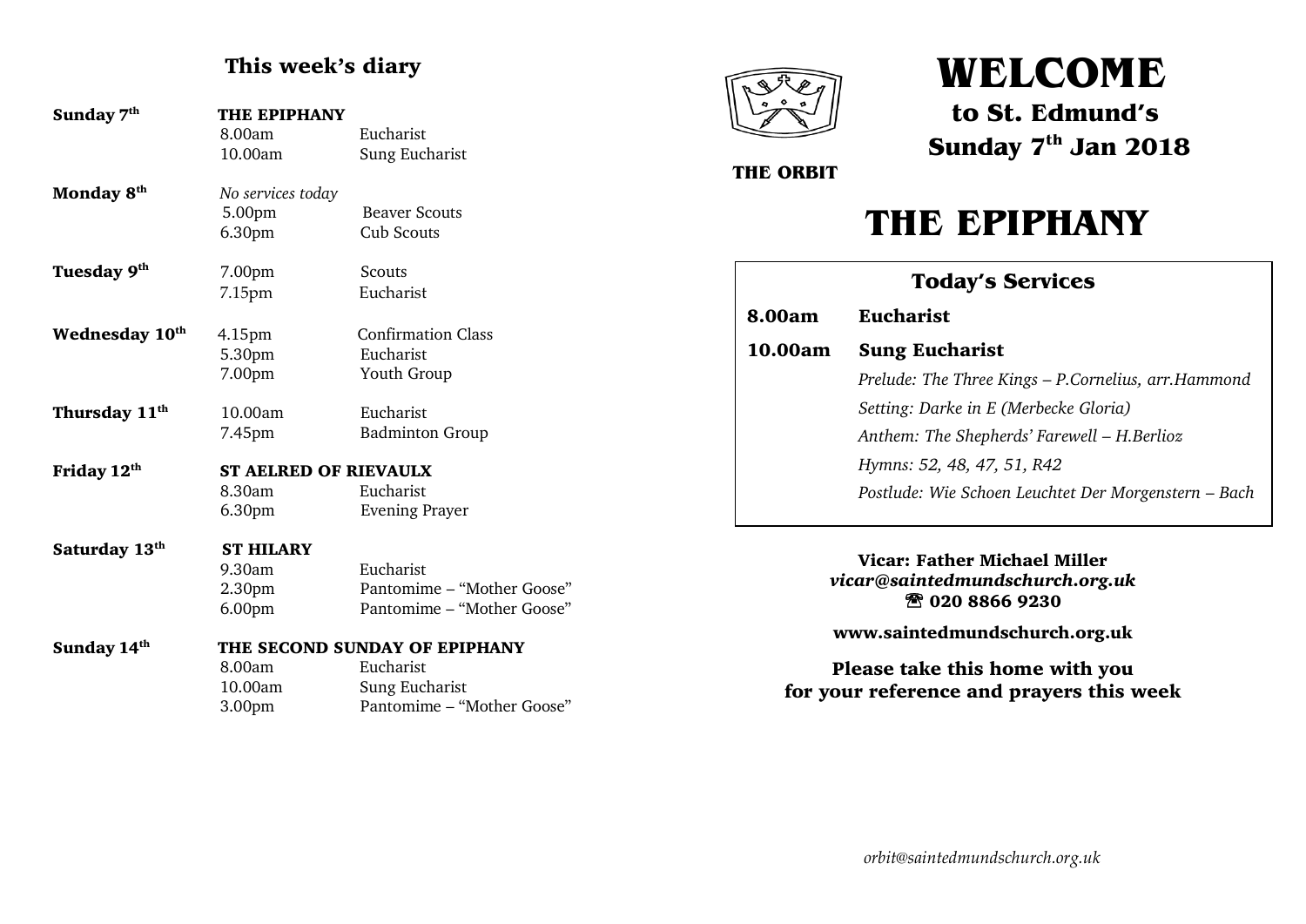## This week's diary

**Sunday 7th** — **THE EPIPHANY**

| | |
|---|---|
| 8.00am | Eucharist |
| 10.00am | Sung Eucharist |

**Monday 8th** — *No services today*

| | |
|---|---|
| 5.00pm | Beaver Scouts |
| 6.30pm | Cub Scouts |

**Tuesday 9th**

| | |
|---|---|
| 7.00pm | Scouts |
| 7.15pm | Eucharist |

**Wednesday 10th**

| | |
|---|---|
| 4.15pm | Confirmation Class |
| 5.30pm | Eucharist |
| 7.00pm | Youth Group |

**Thursday 11th**

| | |
|---|---|
| 10.00am | Eucharist |
| 7.45pm | Badminton Group |

**Friday 12th** — **ST AELRED OF RIEVAULX**

| | |
|---|---|
| 8.30am | Eucharist |
| 6.30pm | Evening Prayer |

**Saturday 13th** — **ST HILARY**

| | |
|---|---|
| 9.30am | Eucharist |
| 2.30pm | Pantomime – "Mother Goose" |
| 6.00pm | Pantomime – "Mother Goose" |

**Sunday 14th** — **THE SECOND SUNDAY OF EPIPHANY**

| | |
|---|---|
| 8.00am | Eucharist |
| 10.00am | Sung Eucharist |
| 3.00pm | Pantomime – "Mother Goose" |

**THE ORBIT**

# WELCOME

## to St. Edmund's Sunday 7th Jan 2018

# THE EPIPHANY

### Today's Services

**8.00am** **Eucharist**

**10.00am** **Sung Eucharist**

*Prelude: The Three Kings – P.Cornelius, arr.Hammond*

*Setting: Darke in E (Merbecke Gloria)*

*Anthem: The Shepherds' Farewell – H.Berlioz*

*Hymns: 52, 48, 47, 51, R42*

*Postlude: Wie Schoen Leuchtet Der Morgenstern – Bach*

**Vicar: Father Michael Miller**
***vicar@saintedmundschurch.org.uk***
**☎ 020 8866 9230**

**www.saintedmundschurch.org.uk**

**Please take this home with you for your reference and prayers this week**

*orbit@saintedmundschurch.org.uk*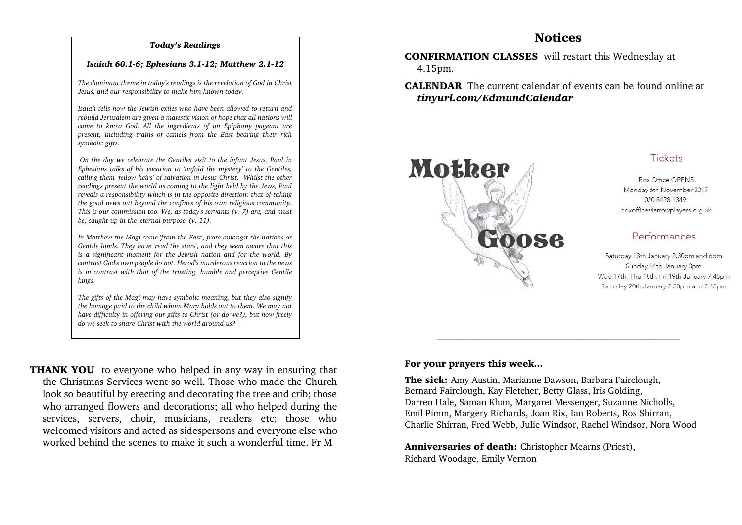### *Today's Readings*

***Isaiah 60.1-6; Ephesians 3.1-12; Matthew 2.1-12***

*The dominant theme in today's readings is the revelation of God in Christ Jesus, and our responsibility to make him known today.*

*Isaiah tells how the Jewish exiles who have been allowed to return and rebuild Jerusalem are given a majestic vision of hope that all nations will come to know God. All the ingredients of an Epiphany pageant are present, including trains of camels from the East bearing their rich symbolic gifts.*

*On the day we celebrate the Gentiles visit to the infant Jesus, Paul in Ephesians talks of his vocation to 'unfold the mystery' to the Gentiles, calling them 'fellow heirs' of salvation in Jesus Christ. Whilst the other readings present the world as coming to the light held by the Jews, Paul reveals a responsibility which is in the opposite direction: that of taking the good news out beyond the confines of his own religious community. This is our commission too. We, as today's servants (v. 7) are, and must be, caught up in the 'eternal purpose' (v. 11).*

*In Matthew the Magi come 'from the East', from amongst the nations or Gentile lands. They have 'read the stars', and they seem aware that this is a significant moment for the Jewish nation and for the world. By contrast God's own people do not. Herod's murderous reaction to the news is in contrast with that of the trusting, humble and perceptive Gentile kings.*

*The gifts of the Magi may have symbolic meaning, but they also signify the homage paid to the child whom Mary holds out to them. We may not have difficulty in offering our gifts to Christ (or do we?), but how freely do we seek to share Christ with the world around us?*

**THANK YOU** to everyone who helped in any way in ensuring that the Christmas Services went so well. Those who made the Church look so beautiful by erecting and decorating the tree and crib; those who arranged flowers and decorations; all who helped during the services, servers, choir, musicians, readers etc; those who welcomed visitors and acted as sidespersons and everyone else who worked behind the scenes to make it such a wonderful time. Fr M

## Notices

**CONFIRMATION CLASSES** will restart this Wednesday at 4.15pm.

**CALENDAR** The current calendar of events can be found online at ***tinyurl.com/EdmundCalendar***

**Mother Goose**

Tickets

Box Office OPENS
Monday 6th November 2017
020 8428 1349
boxoffice@arrowplayers.org.uk

Performances

Saturday 13th January 2.30pm and 6pm
Sunday 14th January 3pm
Wed 17th, Thu 18th, Fri 19th January 7.45pm
Saturday 20th January 2.30pm and 7.45pm

---

**For your prayers this week...**

**The sick:** Amy Austin, Marianne Dawson, Barbara Fairclough, Bernard Fairclough, Kay Fletcher, Betty Glass, Iris Golding, Darren Hale, Saman Khan, Margaret Messenger, Suzanne Nicholls, Emil Pimm, Margery Richards, Joan Rix, Ian Roberts, Ros Shirran, Charlie Shirran, Fred Webb, Julie Windsor, Rachel Windsor, Nora Wood

**Anniversaries of death:** Christopher Mearns (Priest), Richard Woodage, Emily Vernon